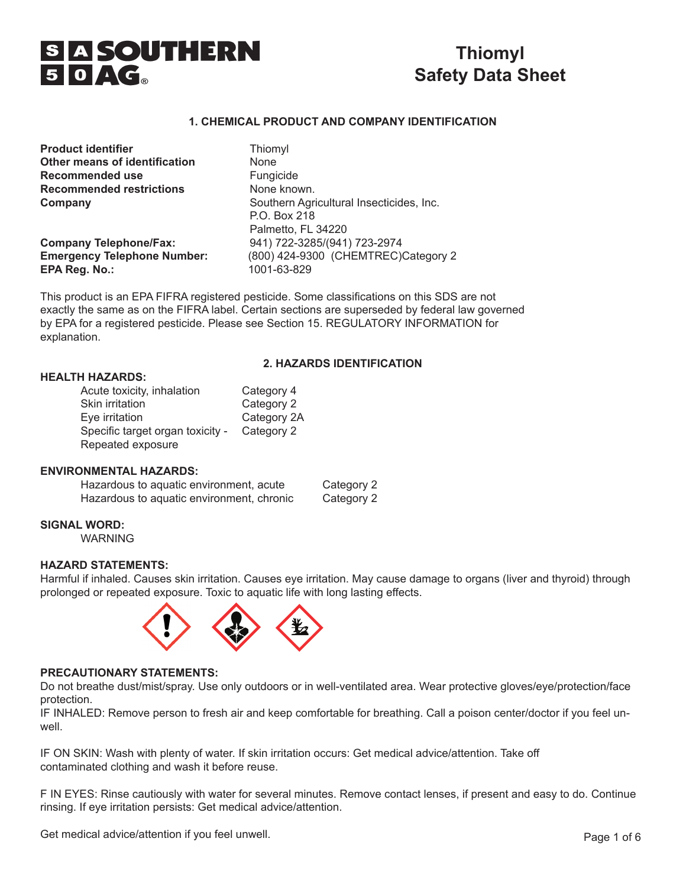# Thiomyl Safety Data Sheet

## 1. CHEMICAL PRODUCT AND COMPANY IDENTIFICATION

| | |
|---|---|
| **Product identifier** | Thiomyl |
| **Other means of identification** | None |
| **Recommended use** | Fungicide |
| **Recommended restrictions** | None known. |
| **Company** | Southern Agricultural Insecticides, Inc.<br>P.O. Box 218<br>Palmetto, FL 34220 |
| **Company Telephone/Fax:** | 941) 722-3285/(941) 723-2974 |
| **Emergency Telephone Number:** | (800) 424-9300 (CHEMTREC)Category 2 |
| **EPA Reg. No.:** | 1001-63-829 |

This product is an EPA FIFRA registered pesticide. Some classifications on this SDS are not exactly the same as on the FIFRA label. Certain sections are superseded by federal law governed by EPA for a registered pesticide. Please see Section 15. REGULATORY INFORMATION for explanation.

## 2. HAZARDS IDENTIFICATION

**HEALTH HAZARDS:**

| | |
|---|---|
| Acute toxicity, inhalation | Category 4 |
| Skin irritation | Category 2 |
| Eye irritation | Category 2A |
| Specific target organ toxicity - Repeated exposure | Category 2 |

**ENVIRONMENTAL HAZARDS:**

| | |
|---|---|
| Hazardous to aquatic environment, acute | Category 2 |
| Hazardous to aquatic environment, chronic | Category 2 |

**SIGNAL WORD:**

WARNING

**HAZARD STATEMENTS:**

Harmful if inhaled. Causes skin irritation. Causes eye irritation. May cause damage to organs (liver and thyroid) through prolonged or repeated exposure. Toxic to aquatic life with long lasting effects.

**PRECAUTIONARY STATEMENTS:**

Do not breathe dust/mist/spray. Use only outdoors or in well-ventilated area. Wear protective gloves/eye/protection/face protection.

IF INHALED: Remove person to fresh air and keep comfortable for breathing. Call a poison center/doctor if you feel unwell.

IF ON SKIN: Wash with plenty of water. If skin irritation occurs: Get medical advice/attention. Take off contaminated clothing and wash it before reuse.

F IN EYES: Rinse cautiously with water for several minutes. Remove contact lenses, if present and easy to do. Continue rinsing. If eye irritation persists: Get medical advice/attention.

Get medical advice/attention if you feel unwell.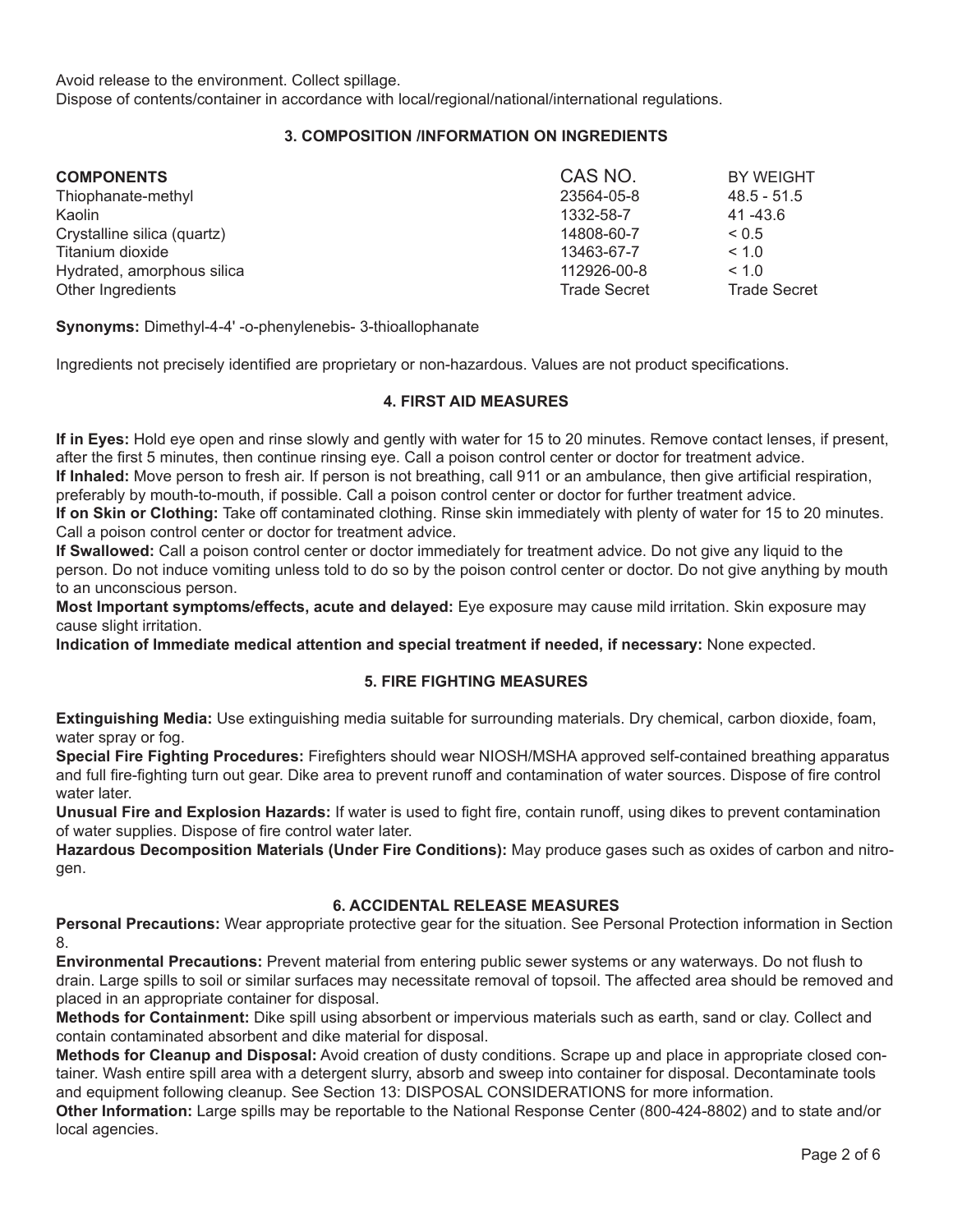Avoid release to the environment. Collect spillage.
Dispose of contents/container in accordance with local/regional/national/international regulations.

## 3. COMPOSITION /INFORMATION ON INGREDIENTS

| **COMPONENTS** | CAS NO. | BY WEIGHT |
|---|---|---|
| Thiophanate-methyl | 23564-05-8 | 48.5 - 51.5 |
| Kaolin | 1332-58-7 | 41 -43.6 |
| Crystalline silica (quartz) | 14808-60-7 | < 0.5 |
| Titanium dioxide | 13463-67-7 | < 1.0 |
| Hydrated, amorphous silica | 112926-00-8 | < 1.0 |
| Other Ingredients | Trade Secret | Trade Secret |

**Synonyms:** Dimethyl-4-4' -o-phenylenebis- 3-thioallophanate

Ingredients not precisely identified are proprietary or non-hazardous. Values are not product specifications.

## 4. FIRST AID MEASURES

**If in Eyes:** Hold eye open and rinse slowly and gently with water for 15 to 20 minutes. Remove contact lenses, if present, after the first 5 minutes, then continue rinsing eye. Call a poison control center or doctor for treatment advice.
**If Inhaled:** Move person to fresh air. If person is not breathing, call 911 or an ambulance, then give artificial respiration, preferably by mouth-to-mouth, if possible. Call a poison control center or doctor for further treatment advice.
**If on Skin or Clothing:** Take off contaminated clothing. Rinse skin immediately with plenty of water for 15 to 20 minutes. Call a poison control center or doctor for treatment advice.
**If Swallowed:** Call a poison control center or doctor immediately for treatment advice. Do not give any liquid to the person. Do not induce vomiting unless told to do so by the poison control center or doctor. Do not give anything by mouth to an unconscious person.
**Most Important symptoms/effects, acute and delayed:** Eye exposure may cause mild irritation. Skin exposure may cause slight irritation.
**Indication of Immediate medical attention and special treatment if needed, if necessary:** None expected.

## 5. FIRE FIGHTING MEASURES

**Extinguishing Media:** Use extinguishing media suitable for surrounding materials. Dry chemical, carbon dioxide, foam, water spray or fog.
**Special Fire Fighting Procedures:** Firefighters should wear NIOSH/MSHA approved self-contained breathing apparatus and full fire-fighting turn out gear. Dike area to prevent runoff and contamination of water sources. Dispose of fire control water later.
**Unusual Fire and Explosion Hazards:** If water is used to fight fire, contain runoff, using dikes to prevent contamination of water supplies. Dispose of fire control water later.
**Hazardous Decomposition Materials (Under Fire Conditions):** May produce gases such as oxides of carbon and nitrogen.

## 6. ACCIDENTAL RELEASE MEASURES

**Personal Precautions:** Wear appropriate protective gear for the situation. See Personal Protection information in Section 8.
**Environmental Precautions:** Prevent material from entering public sewer systems or any waterways. Do not flush to drain. Large spills to soil or similar surfaces may necessitate removal of topsoil. The affected area should be removed and placed in an appropriate container for disposal.
**Methods for Containment:** Dike spill using absorbent or impervious materials such as earth, sand or clay. Collect and contain contaminated absorbent and dike material for disposal.
**Methods for Cleanup and Disposal:** Avoid creation of dusty conditions. Scrape up and place in appropriate closed container. Wash entire spill area with a detergent slurry, absorb and sweep into container for disposal. Decontaminate tools and equipment following cleanup. See Section 13: DISPOSAL CONSIDERATIONS for more information.
**Other Information:** Large spills may be reportable to the National Response Center (800-424-8802) and to state and/or local agencies.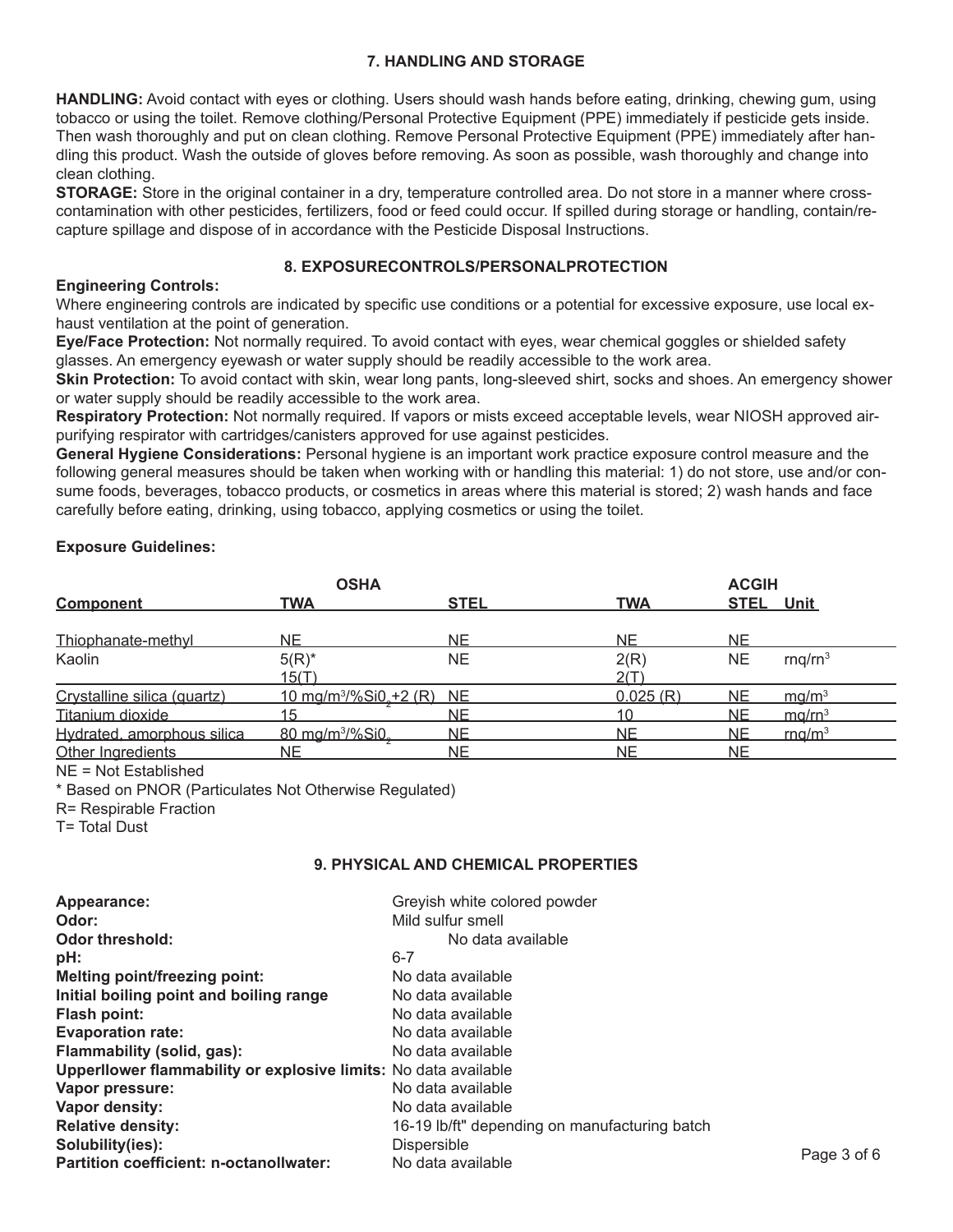## 7. HANDLING AND STORAGE

**HANDLING:** Avoid contact with eyes or clothing. Users should wash hands before eating, drinking, chewing gum, using tobacco or using the toilet. Remove clothing/Personal Protective Equipment (PPE) immediately if pesticide gets inside. Then wash thoroughly and put on clean clothing. Remove Personal Protective Equipment (PPE) immediately after handling this product. Wash the outside of gloves before removing. As soon as possible, wash thoroughly and change into clean clothing.

**STORAGE:** Store in the original container in a dry, temperature controlled area. Do not store in a manner where cross-contamination with other pesticides, fertilizers, food or feed could occur. If spilled during storage or handling, contain/recapture spillage and dispose of in accordance with the Pesticide Disposal Instructions.

## 8. EXPOSURECONTROLS/PERSONALPROTECTION

**Engineering Controls:**

Where engineering controls are indicated by specific use conditions or a potential for excessive exposure, use local exhaust ventilation at the point of generation.

**Eye/Face Protection:** Not normally required. To avoid contact with eyes, wear chemical goggles or shielded safety glasses. An emergency eyewash or water supply should be readily accessible to the work area.

**Skin Protection:** To avoid contact with skin, wear long pants, long-sleeved shirt, socks and shoes. An emergency shower or water supply should be readily accessible to the work area.

**Respiratory Protection:** Not normally required. If vapors or mists exceed acceptable levels, wear NIOSH approved air-purifying respirator with cartridges/canisters approved for use against pesticides.

**General Hygiene Considerations:** Personal hygiene is an important work practice exposure control measure and the following general measures should be taken when working with or handling this material: 1) do not store, use and/or consume foods, beverages, tobacco products, or cosmetics in areas where this material is stored; 2) wash hands and face carefully before eating, drinking, using tobacco, applying cosmetics or using the toilet.

**Exposure Guidelines:**

| | OSHA | | ACGIH | | |
|---|---|---|---|---|---|
| **Component** | **TWA** | **STEL** | **TWA** | **STEL** | **Unit** |
| Thiophanate-methyl | NE | NE | NE | NE | |
| Kaolin | 5(R)*<br>15(T) | NE | 2(R)<br>2(T) | NE | rnq/rn$^3$ |
| Crystalline silica (quartz) | 10 mg/m$^3$/%Si0$_2$+2 (R) | NE | 0.025 (R) | NE | mg/m$^3$ |
| Titanium dioxide | 15 | NE | 10 | NE | mg/m$^3$ |
| Hydrated, amorphous silica | 80 mg/m$^3$/%Si0$_2$ | NE | NE | NE | rnq/m$^3$ |
| Other Ingredients | NE | NE | NE | NE | |

NE = Not Established

* Based on PNOR (Particulates Not Otherwise Regulated)

R= Respirable Fraction

T= Total Dust

## 9. PHYSICAL AND CHEMICAL PROPERTIES

| | |
|---|---|
| **Appearance:** | Greyish white colored powder |
| **Odor:** | Mild sulfur smell |
| **Odor threshold:** | No data available |
| **pH:** | 6-7 |
| **Melting point/freezing point:** | No data available |
| **Initial boiling point and boiling range** | No data available |
| **Flash point:** | No data available |
| **Evaporation rate:** | No data available |
| **Flammability (solid, gas):** | No data available |
| **Upperllower flammability or explosive limits:** | No data available |
| **Vapor pressure:** | No data available |
| **Vapor density:** | No data available |
| **Relative density:** | 16-19 lb/ft" depending on manufacturing batch |
| **Solubility(ies):** | Dispersible |
| **Partition coefficient: n-octanollwater:** | No data available |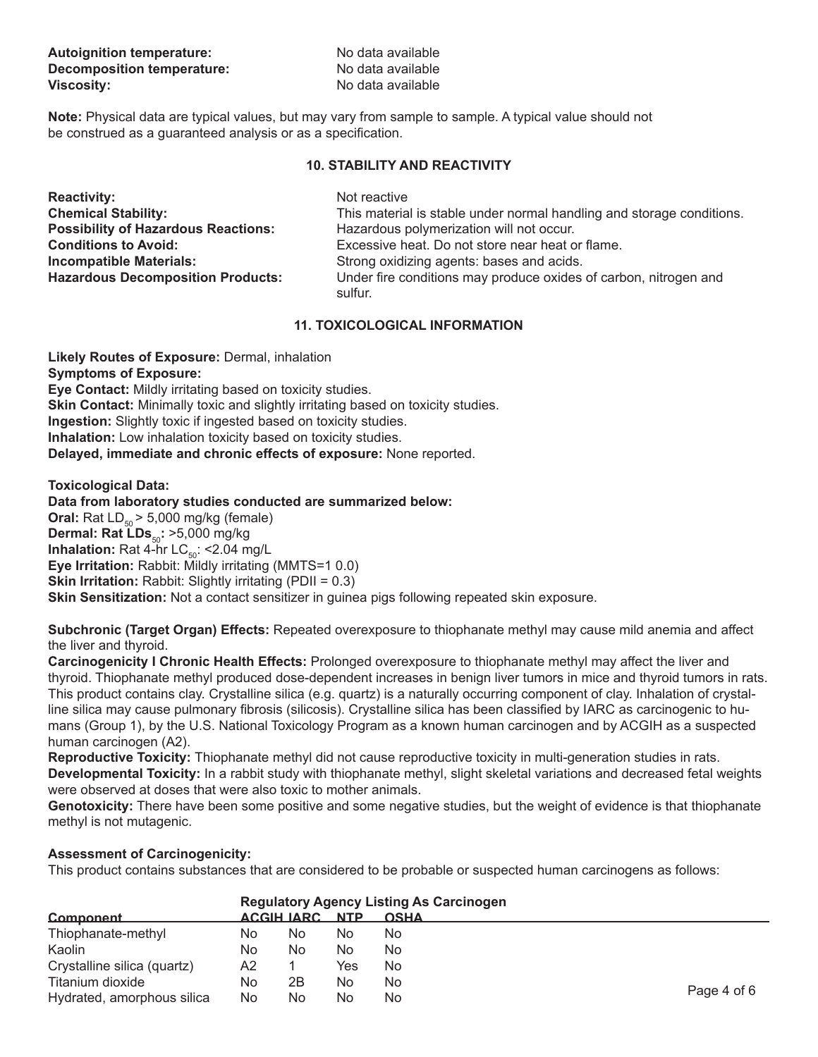**Autoignition temperature:** No data available
**Decomposition temperature:** No data available
**Viscosity:** No data available

**Note:** Physical data are typical values, but may vary from sample to sample. A typical value should not be construed as a guaranteed analysis or as a specification.

## 10. STABILITY AND REACTIVITY

**Reactivity:** Not reactive
**Chemical Stability:** This material is stable under normal handling and storage conditions.
**Possibility of Hazardous Reactions:** Hazardous polymerization will not occur.
**Conditions to Avoid:** Excessive heat. Do not store near heat or flame.
**Incompatible Materials:** Strong oxidizing agents: bases and acids.
**Hazardous Decomposition Products:** Under fire conditions may produce oxides of carbon, nitrogen and sulfur.

## 11. TOXICOLOGICAL INFORMATION

**Likely Routes of Exposure:** Dermal, inhalation
**Symptoms of Exposure:**
**Eye Contact:** Mildly irritating based on toxicity studies.
**Skin Contact:** Minimally toxic and slightly irritating based on toxicity studies.
**Ingestion:** Slightly toxic if ingested based on toxicity studies.
**Inhalation:** Low inhalation toxicity based on toxicity studies.
**Delayed, immediate and chronic effects of exposure:** None reported.

**Toxicological Data:**
**Data from laboratory studies conducted are summarized below:**
**Oral:** Rat $LD_{50}$ > 5,000 mg/kg (female)
**Dermal: Rat $LDs_{50}$:** >5,000 mg/kg
**Inhalation:** Rat 4-hr $LC_{50}$: <2.04 mg/L
**Eye Irritation:** Rabbit: Mildly irritating (MMTS=1 0.0)
**Skin Irritation:** Rabbit: Slightly irritating (PDII = 0.3)
**Skin Sensitization:** Not a contact sensitizer in guinea pigs following repeated skin exposure.

**Subchronic (Target Organ) Effects:** Repeated overexposure to thiophanate methyl may cause mild anemia and affect the liver and thyroid.
**Carcinogenicity I Chronic Health Effects:** Prolonged overexposure to thiophanate methyl may affect the liver and thyroid. Thiophanate methyl produced dose-dependent increases in benign liver tumors in mice and thyroid tumors in rats. This product contains clay. Crystalline silica (e.g. quartz) is a naturally occurring component of clay. Inhalation of crystalline silica may cause pulmonary fibrosis (silicosis). Crystalline silica has been classified by IARC as carcinogenic to humans (Group 1), by the U.S. National Toxicology Program as a known human carcinogen and by ACGIH as a suspected human carcinogen (A2).
**Reproductive Toxicity:** Thiophanate methyl did not cause reproductive toxicity in multi-generation studies in rats.
**Developmental Toxicity:** In a rabbit study with thiophanate methyl, slight skeletal variations and decreased fetal weights were observed at doses that were also toxic to mother animals.
**Genotoxicity:** There have been some positive and some negative studies, but the weight of evidence is that thiophanate methyl is not mutagenic.

**Assessment of Carcinogenicity:**
This product contains substances that are considered to be probable or suspected human carcinogens as follows:

| | Regulatory Agency Listing As Carcinogen | | | |
|---|---|---|---|---|
| Component | ACGIH | IARC | NTP | OSHA |
| Thiophanate-methyl | No | No | No | No |
| Kaolin | No | No | No | No |
| Crystalline silica (quartz) | A2 | 1 | Yes | No |
| Titanium dioxide | No | 2B | No | No |
| Hydrated, amorphous silica | No | No | No | No |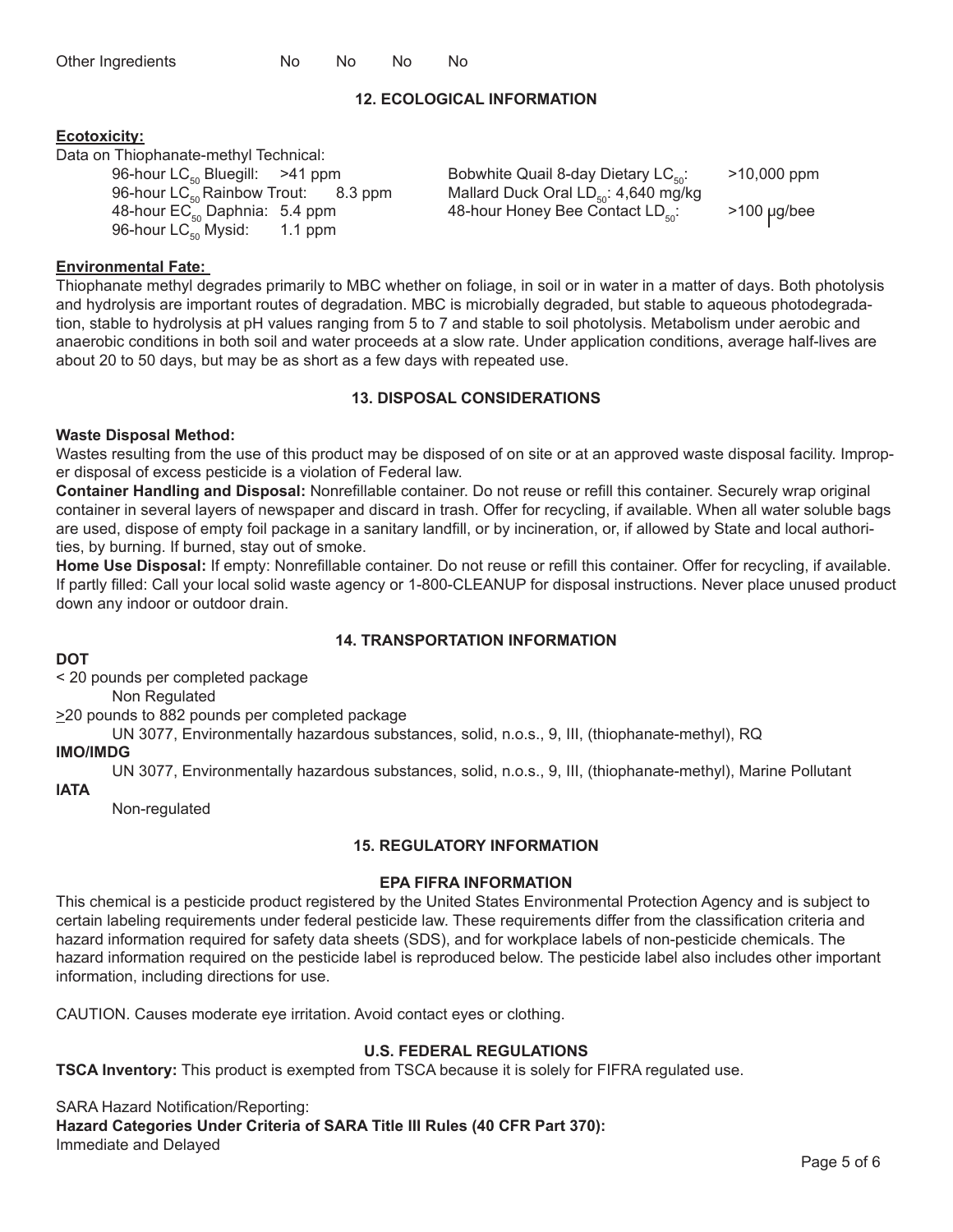| Other Ingredients | No | No | No | No |
|---|---|---|---|---|

## 12. ECOLOGICAL INFORMATION

**Ecotoxicity:**

Data on Thiophanate-methyl Technical:

96-hour $LC_{50}$ Bluegill: >41 ppm
96-hour $LC_{50}$ Rainbow Trout: 8.3 ppm
48-hour $EC_{50}$ Daphnia: 5.4 ppm
96-hour $LC_{50}$ Mysid: 1.1 ppm

Bobwhite Quail 8-day Dietary $LC_{50}$: >10,000 ppm
Mallard Duck Oral $LD_{50}$: 4,640 mg/kg
48-hour Honey Bee Contact $LD_{50}$: >100 µg/bee

**Environmental Fate:**

Thiophanate methyl degrades primarily to MBC whether on foliage, in soil or in water in a matter of days. Both photolysis and hydrolysis are important routes of degradation. MBC is microbially degraded, but stable to aqueous photodegradation, stable to hydrolysis at pH values ranging from 5 to 7 and stable to soil photolysis. Metabolism under aerobic and anaerobic conditions in both soil and water proceeds at a slow rate. Under application conditions, average half-lives are about 20 to 50 days, but may be as short as a few days with repeated use.

## 13. DISPOSAL CONSIDERATIONS

**Waste Disposal Method:**

Wastes resulting from the use of this product may be disposed of on site or at an approved waste disposal facility. Improper disposal of excess pesticide is a violation of Federal law.

**Container Handling and Disposal:** Nonrefillable container. Do not reuse or refill this container. Securely wrap original container in several layers of newspaper and discard in trash. Offer for recycling, if available. When all water soluble bags are used, dispose of empty foil package in a sanitary landfill, or by incineration, or, if allowed by State and local authorities, by burning. If burned, stay out of smoke.

**Home Use Disposal:** If empty: Nonrefillable container. Do not reuse or refill this container. Offer for recycling, if available. If partly filled: Call your local solid waste agency or 1-800-CLEANUP for disposal instructions. Never place unused product down any indoor or outdoor drain.

## 14. TRANSPORTATION INFORMATION

**DOT**

< 20 pounds per completed package
Non Regulated

≥20 pounds to 882 pounds per completed package
UN 3077, Environmentally hazardous substances, solid, n.o.s., 9, III, (thiophanate-methyl), RQ

**IMO/IMDG**

UN 3077, Environmentally hazardous substances, solid, n.o.s., 9, III, (thiophanate-methyl), Marine Pollutant

**IATA**

Non-regulated

## 15. REGULATORY INFORMATION

### EPA FIFRA INFORMATION

This chemical is a pesticide product registered by the United States Environmental Protection Agency and is subject to certain labeling requirements under federal pesticide law. These requirements differ from the classification criteria and hazard information required for safety data sheets (SDS), and for workplace labels of non-pesticide chemicals. The hazard information required on the pesticide label is reproduced below. The pesticide label also includes other important information, including directions for use.

CAUTION. Causes moderate eye irritation. Avoid contact eyes or clothing.

### U.S. FEDERAL REGULATIONS

**TSCA Inventory:** This product is exempted from TSCA because it is solely for FIFRA regulated use.

SARA Hazard Notification/Reporting:

**Hazard Categories Under Criteria of SARA Title III Rules (40 CFR Part 370):**

Immediate and Delayed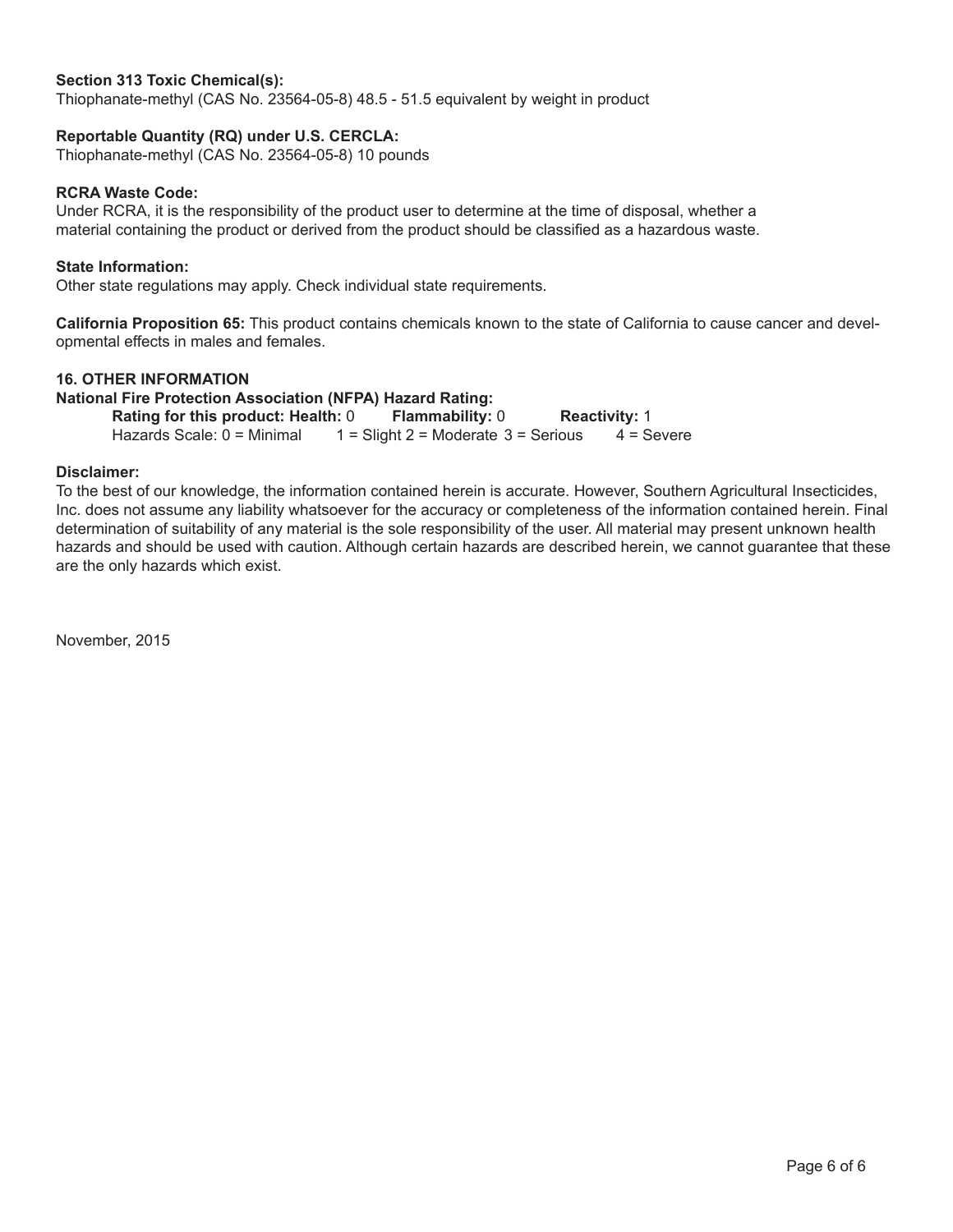**Section 313 Toxic Chemical(s):**
Thiophanate-methyl (CAS No. 23564-05-8) 48.5 - 51.5 equivalent by weight in product

**Reportable Quantity (RQ) under U.S. CERCLA:**
Thiophanate-methyl (CAS No. 23564-05-8) 10 pounds

**RCRA Waste Code:**
Under RCRA, it is the responsibility of the product user to determine at the time of disposal, whether a material containing the product or derived from the product should be classified as a hazardous waste.

**State Information:**
Other state regulations may apply. Check individual state requirements.

**California Proposition 65:** This product contains chemicals known to the state of California to cause cancer and developmental effects in males and females.

## 16. OTHER INFORMATION

**National Fire Protection Association (NFPA) Hazard Rating:**

**Rating for this product: Health:** 0 **Flammability:** 0 **Reactivity:** 1

Hazards Scale: 0 = Minimal 1 = Slight 2 = Moderate 3 = Serious 4 = Severe

**Disclaimer:**
To the best of our knowledge, the information contained herein is accurate. However, Southern Agricultural Insecticides, Inc. does not assume any liability whatsoever for the accuracy or completeness of the information contained herein. Final determination of suitability of any material is the sole responsibility of the user. All material may present unknown health hazards and should be used with caution. Although certain hazards are described herein, we cannot guarantee that these are the only hazards which exist.

November, 2015